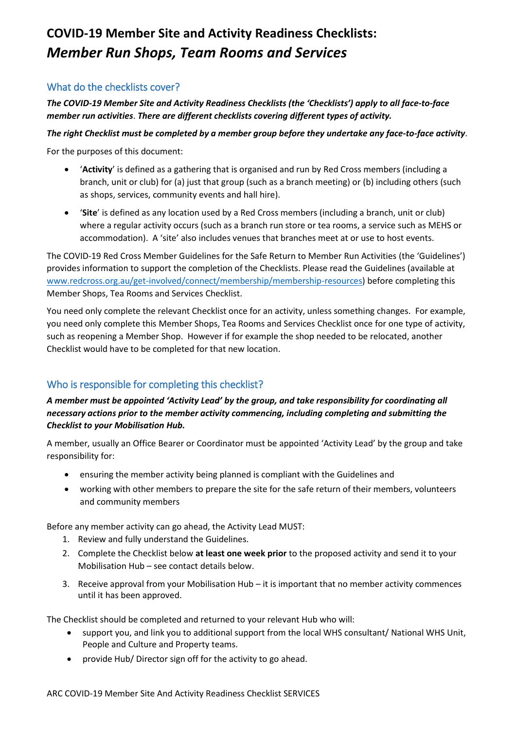# COVID-19 Member Site and Activity Readiness Checklists: *Member Run Shops, Team Rooms and Services*

## What do the checklists cover?

***The COVID-19 Member Site and Activity Readiness Checklists (the 'Checklists') apply to all face-to-face member run activities*. *There are different checklists covering different types of activity.***

***The right Checklist must be completed by a member group before they undertake any face-to-face activity***.

For the purposes of this document:

- '**Activity**' is defined as a gathering that is organised and run by Red Cross members (including a branch, unit or club) for (a) just that group (such as a branch meeting) or (b) including others (such as shops, services, community events and hall hire).
- '**Site**' is defined as any location used by a Red Cross members (including a branch, unit or club) where a regular activity occurs (such as a branch run store or tea rooms, a service such as MEHS or accommodation). A 'site' also includes venues that branches meet at or use to host events.

The COVID-19 Red Cross Member Guidelines for the Safe Return to Member Run Activities (the 'Guidelines') provides information to support the completion of the Checklists. Please read the Guidelines (available at www.redcross.org.au/get-involved/connect/membership/membership-resources) before completing this Member Shops, Tea Rooms and Services Checklist.

You need only complete the relevant Checklist once for an activity, unless something changes. For example, you need only complete this Member Shops, Tea Rooms and Services Checklist once for one type of activity, such as reopening a Member Shop. However if for example the shop needed to be relocated, another Checklist would have to be completed for that new location.

## Who is responsible for completing this checklist?

***A member must be appointed 'Activity Lead' by the group, and take responsibility for coordinating all necessary actions prior to the member activity commencing, including completing and submitting the Checklist to your Mobilisation Hub.***

A member, usually an Office Bearer or Coordinator must be appointed 'Activity Lead' by the group and take responsibility for:

- ensuring the member activity being planned is compliant with the Guidelines and
- working with other members to prepare the site for the safe return of their members, volunteers and community members

Before any member activity can go ahead, the Activity Lead MUST:

1. Review and fully understand the Guidelines.
2. Complete the Checklist below **at least one week prior** to the proposed activity and send it to your Mobilisation Hub – see contact details below.
3. Receive approval from your Mobilisation Hub – it is important that no member activity commences until it has been approved.

The Checklist should be completed and returned to your relevant Hub who will:

- support you, and link you to additional support from the local WHS consultant/ National WHS Unit, People and Culture and Property teams.
- provide Hub/ Director sign off for the activity to go ahead.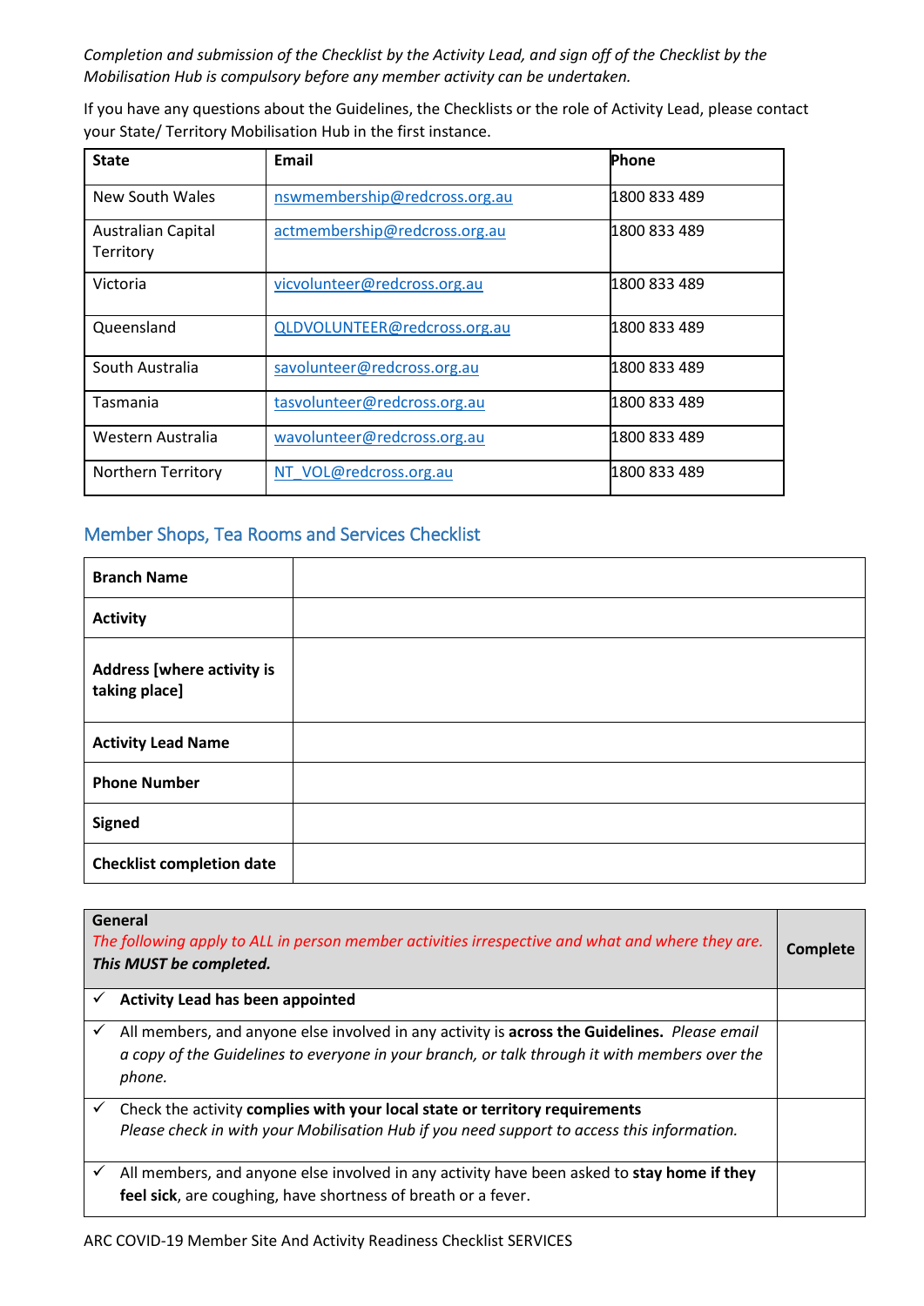*Completion and submission of the Checklist by the Activity Lead, and sign off of the Checklist by the Mobilisation Hub is compulsory before any member activity can be undertaken.*

If you have any questions about the Guidelines, the Checklists or the role of Activity Lead, please contact your State/ Territory Mobilisation Hub in the first instance.

| State | Email | Phone |
|---|---|---|
| New South Wales | nswmembership@redcross.org.au | 1800 833 489 |
| Australian Capital Territory | actmembership@redcross.org.au | 1800 833 489 |
| Victoria | vicvolunteer@redcross.org.au | 1800 833 489 |
| Queensland | QLDVOLUNTEER@redcross.org.au | 1800 833 489 |
| South Australia | savolunteer@redcross.org.au | 1800 833 489 |
| Tasmania | tasvolunteer@redcross.org.au | 1800 833 489 |
| Western Australia | wavolunteer@redcross.org.au | 1800 833 489 |
| Northern Territory | NT_VOL@redcross.org.au | 1800 833 489 |

## Member Shops, Tea Rooms and Services Checklist

| **Branch Name** | |
|---|---|
| **Activity** | |
| **Address [where activity is taking place]** | |
| **Activity Lead Name** | |
| **Phone Number** | |
| **Signed** | |
| **Checklist completion date** | |

| **General**<br>*The following apply to ALL in person member activities irrespective and what and where they are.*<br>***This MUST be completed.*** | **Complete** |
|---|---|
| ✓ **Activity Lead has been appointed** | |
| ✓ All members, and anyone else involved in any activity is **across the Guidelines.** *Please email a copy of the Guidelines to everyone in your branch, or talk through it with members over the phone.* | |
| ✓ Check the activity **complies with your local state or territory requirements**<br>*Please check in with your Mobilisation Hub if you need support to access this information.* | |
| ✓ All members, and anyone else involved in any activity have been asked to **stay home if they feel sick**, are coughing, have shortness of breath or a fever. | |

ARC COVID-19 Member Site And Activity Readiness Checklist SERVICES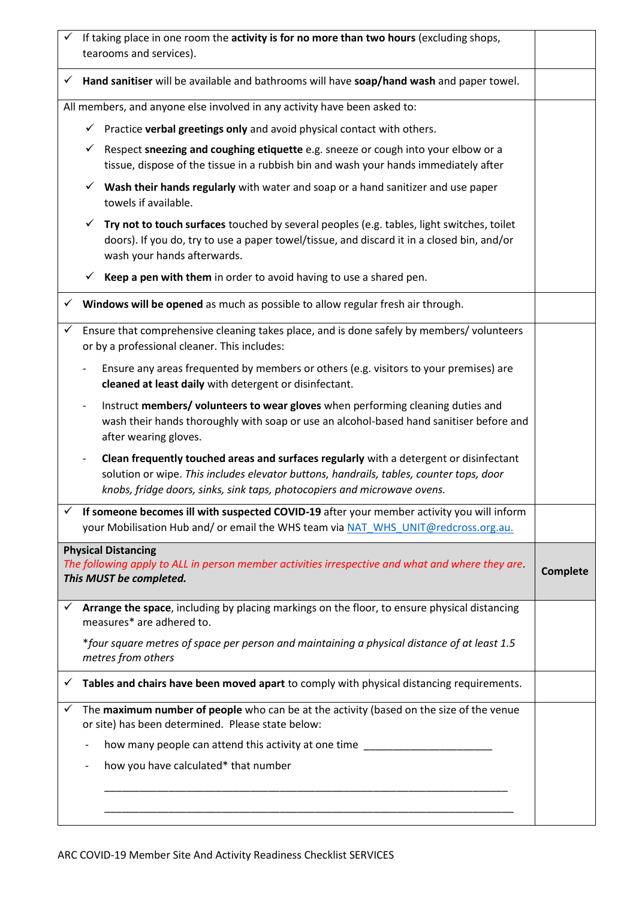| | |
|---|---|
| ✓ If taking place in one room the **activity is for no more than two hours** (excluding shops, tearooms and services). | |
| ✓ **Hand sanitiser** will be available and bathrooms will have **soap/hand wash** and paper towel. | |
| All members, and anyone else involved in any activity have been asked to:<br>✓ Practice **verbal greetings only** and avoid physical contact with others.<br>✓ Respect **sneezing and coughing etiquette** e.g. sneeze or cough into your elbow or a tissue, dispose of the tissue in a rubbish bin and wash your hands immediately after<br>✓ **Wash their hands regularly** with water and soap or a hand sanitizer and use paper towels if available.<br>✓ **Try not to touch surfaces** touched by several peoples (e.g. tables, light switches, toilet doors). If you do, try to use a paper towel/tissue, and discard it in a closed bin, and/or wash your hands afterwards.<br>✓ **Keep a pen with them** in order to avoid having to use a shared pen. | |
| ✓ **Windows will be opened** as much as possible to allow regular fresh air through. | |
| ✓ Ensure that comprehensive cleaning takes place, and is done safely by members/ volunteers or by a professional cleaner. This includes:<br>- Ensure any areas frequented by members or others (e.g. visitors to your premises) are **cleaned at least daily** with detergent or disinfectant.<br>- Instruct **members/ volunteers to wear gloves** when performing cleaning duties and wash their hands thoroughly with soap or use an alcohol-based hand sanitiser before and after wearing gloves.<br>- **Clean frequently touched areas and surfaces regularly** with a detergent or disinfectant solution or wipe. *This includes elevator buttons, handrails, tables, counter tops, door knobs, fridge doors, sinks, sink taps, photocopiers and microwave ovens.* | |
| ✓ **If someone becomes ill with suspected COVID-19** after your member activity you will inform your Mobilisation Hub and/ or email the WHS team via NAT_WHS_UNIT@redcross.org.au. | |
| **Physical Distancing**<br>*The following apply to ALL in person member activities irrespective and what and where they are*.<br>***This MUST be completed.*** | **Complete** |
| ✓ **Arrange the space**, including by placing markings on the floor, to ensure physical distancing measures* are adhered to.<br>**four square metres of space per person and maintaining a physical distance of at least 1.5 metres from others* | |
| ✓ **Tables and chairs have been moved apart** to comply with physical distancing requirements. | |
| ✓ The **maximum number of people** who can be at the activity (based on the size of the venue or site) has been determined. Please state below:<br>- how many people can attend this activity at one time ______________________<br>- how you have calculated* that number<br>______________________________________________________________________<br>______________________________________________________________________ | |

ARC COVID-19 Member Site And Activity Readiness Checklist SERVICES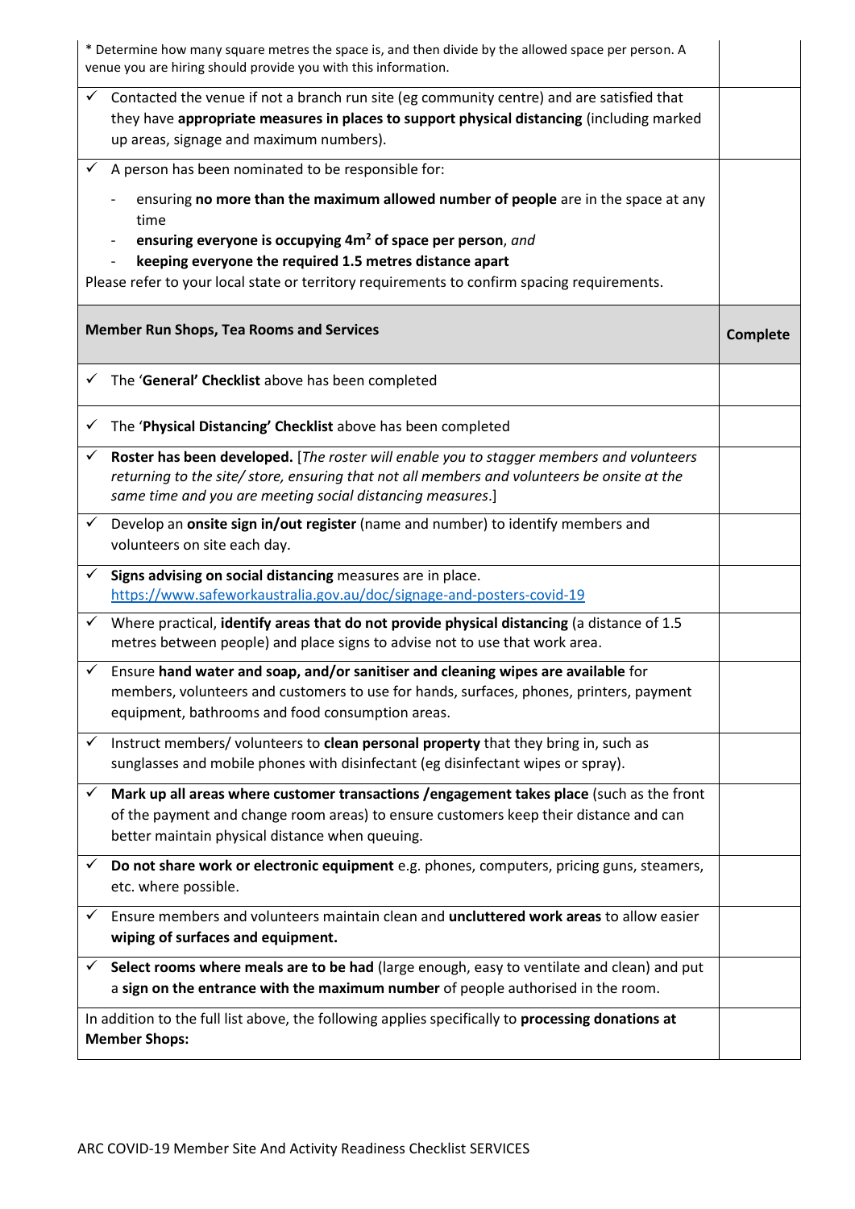| | |
|---|---|
| * Determine how many square metres the space is, and then divide by the allowed space per person. A venue you are hiring should provide you with this information. | |
| ✓ Contacted the venue if not a branch run site (eg community centre) and are satisfied that they have **appropriate measures in places to support physical distancing** (including marked up areas, signage and maximum numbers). | |
| ✓ A person has been nominated to be responsible for:<br>- ensuring **no more than the maximum allowed number of people** are in the space at any time<br>- **ensuring everyone is occupying 4m² of space per person**, *and*<br>- **keeping everyone the required 1.5 metres distance apart**<br>Please refer to your local state or territory requirements to confirm spacing requirements. | |
| **Member Run Shops, Tea Rooms and Services** | **Complete** |
| ✓ The '**General' Checklist** above has been completed | |
| ✓ The '**Physical Distancing' Checklist** above has been completed | |
| ✓ **Roster has been developed.** [*The roster will enable you to stagger members and volunteers returning to the site/ store, ensuring that not all members and volunteers be onsite at the same time and you are meeting social distancing measures*.] | |
| ✓ Develop an **onsite sign in/out register** (name and number) to identify members and volunteers on site each day. | |
| ✓ **Signs advising on social distancing** measures are in place. https://www.safeworkaustralia.gov.au/doc/signage-and-posters-covid-19 | |
| ✓ Where practical, **identify areas that do not provide physical distancing** (a distance of 1.5 metres between people) and place signs to advise not to use that work area. | |
| ✓ Ensure **hand water and soap, and/or sanitiser and cleaning wipes are available** for members, volunteers and customers to use for hands, surfaces, phones, printers, payment equipment, bathrooms and food consumption areas. | |
| ✓ Instruct members/ volunteers to **clean personal property** that they bring in, such as sunglasses and mobile phones with disinfectant (eg disinfectant wipes or spray). | |
| ✓ **Mark up all areas where customer transactions /engagement takes place** (such as the front of the payment and change room areas) to ensure customers keep their distance and can better maintain physical distance when queuing. | |
| ✓ **Do not share work or electronic equipment** e.g. phones, computers, pricing guns, steamers, etc. where possible. | |
| ✓ Ensure members and volunteers maintain clean and **uncluttered work areas** to allow easier **wiping of surfaces and equipment.** | |
| ✓ **Select rooms where meals are to be had** (large enough, easy to ventilate and clean) and put a **sign on the entrance with the maximum number** of people authorised in the room. | |
| In addition to the full list above, the following applies specifically to **processing donations at Member Shops:** | |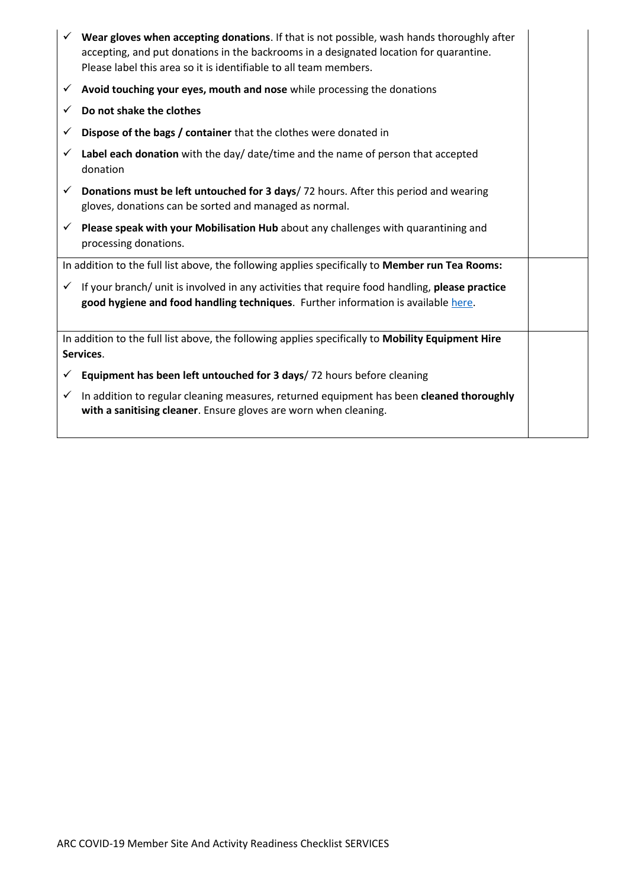| | |
|---|---|
| ✓ **Wear gloves when accepting donations**. If that is not possible, wash hands thoroughly after accepting, and put donations in the backrooms in a designated location for quarantine. Please label this area so it is identifiable to all team members.<br>✓ **Avoid touching your eyes, mouth and nose** while processing the donations<br>✓ **Do not shake the clothes**<br>✓ **Dispose of the bags / container** that the clothes were donated in<br>✓ **Label each donation** with the day/ date/time and the name of person that accepted donation<br>✓ **Donations must be left untouched for 3 days**/ 72 hours. After this period and wearing gloves, donations can be sorted and managed as normal.<br>✓ **Please speak with your Mobilisation Hub** about any challenges with quarantining and processing donations. | |
| In addition to the full list above, the following applies specifically to **Member run Tea Rooms:**<br>✓ If your branch/ unit is involved in any activities that require food handling, **please practice good hygiene and food handling techniques**. Further information is available here. | |
| In addition to the full list above, the following applies specifically to **Mobility Equipment Hire Services**.<br>✓ **Equipment has been left untouched for 3 days**/ 72 hours before cleaning<br>✓ In addition to regular cleaning measures, returned equipment has been **cleaned thoroughly with a sanitising cleaner**. Ensure gloves are worn when cleaning. | |